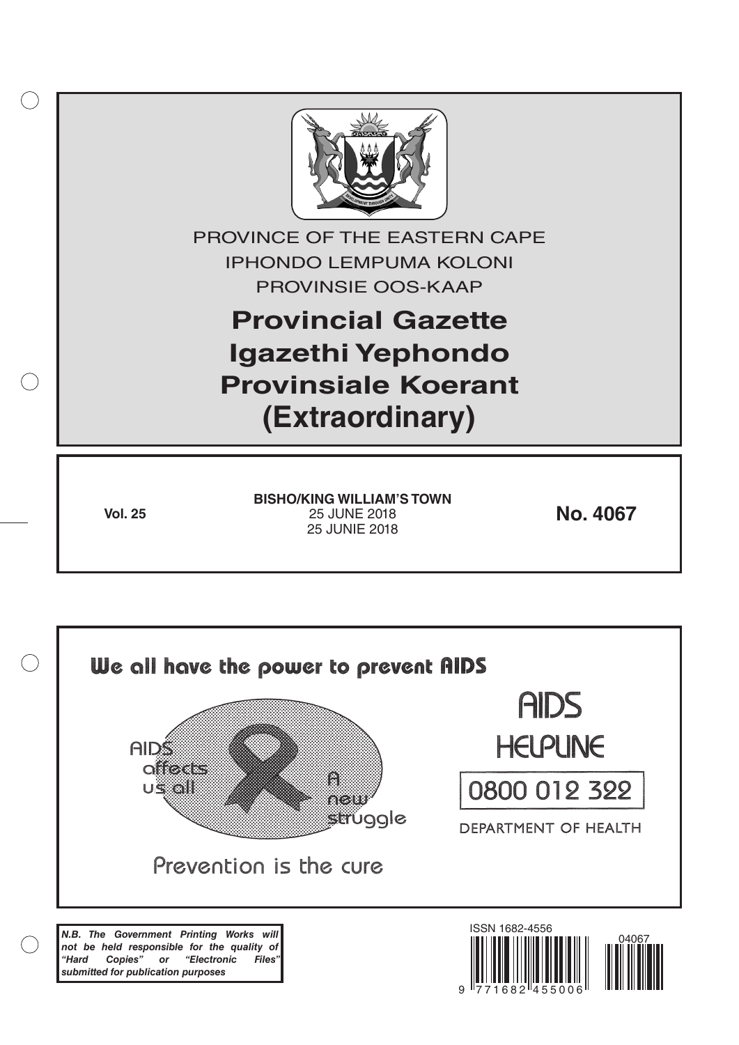PROVINCE OF THE EASTERN CAPE

IPHONDO LEMPUMA KOLONI

PROVINSIE OOS-KAAP

# Provincial Gazette
# Igazethi Yephondo
# Provinsiale Koerant
# (Extraordinary)

**Vol. 25**

**BISHO/KING WILLIAM'S TOWN**
25 JUNE 2018
25 JUNIE 2018

**No. 4067**

We all have the power to prevent AIDS

AIDS affects us all

A new struggle

Prevention is the cure

AIDS HELPLINE

0800 012 322

DEPARTMENT OF HEALTH

***N.B. The Government Printing Works will not be held responsible for the quality of "Hard Copies" or "Electronic Files" submitted for publication purposes***

ISSN 1682-4556

04067

9 771682 455006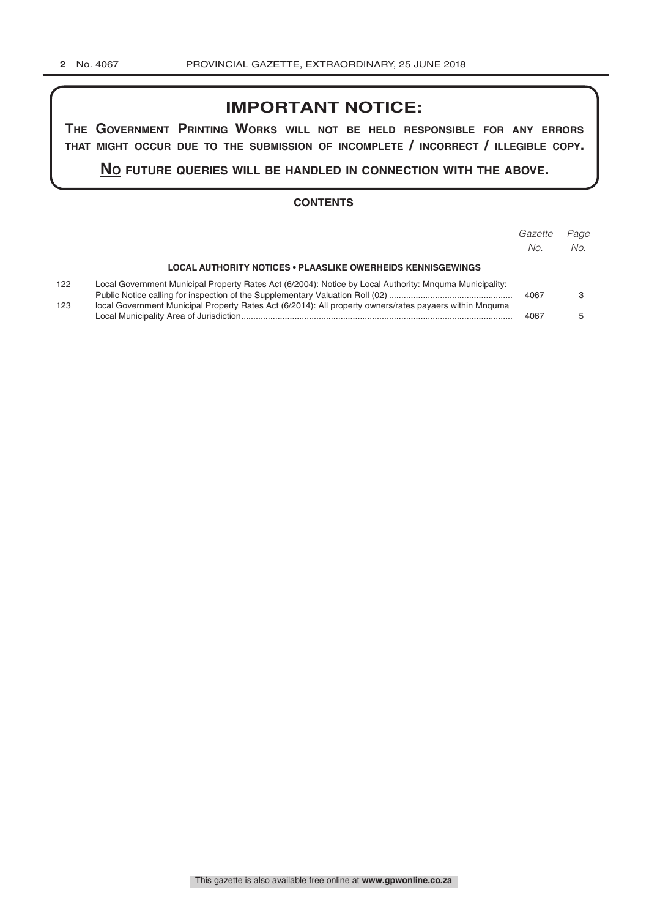# IMPORTANT NOTICE:

**THE GOVERNMENT PRINTING WORKS WILL NOT BE HELD RESPONSIBLE FOR ANY ERRORS THAT MIGHT OCCUR DUE TO THE SUBMISSION OF INCOMPLETE / INCORRECT / ILLEGIBLE COPY.**

**NO FUTURE QUERIES WILL BE HANDLED IN CONNECTION WITH THE ABOVE.**

## CONTENTS

| | | *Gazette No.* | *Page No.* |
|---|---|---|---|
| | **LOCAL AUTHORITY NOTICES • PLAASLIKE OWERHEIDS KENNISGEWINGS** | | |
| 122 | Local Government Municipal Property Rates Act (6/2004): Notice by Local Authority: Mnquma Municipality: Public Notice calling for inspection of the Supplementary Valuation Roll (02) | 4067 | 3 |
| 123 | local Government Municipal Property Rates Act (6/2014): All property owners/rates payaers within Mnquma Local Municipality Area of Jurisdiction | 4067 | 5 |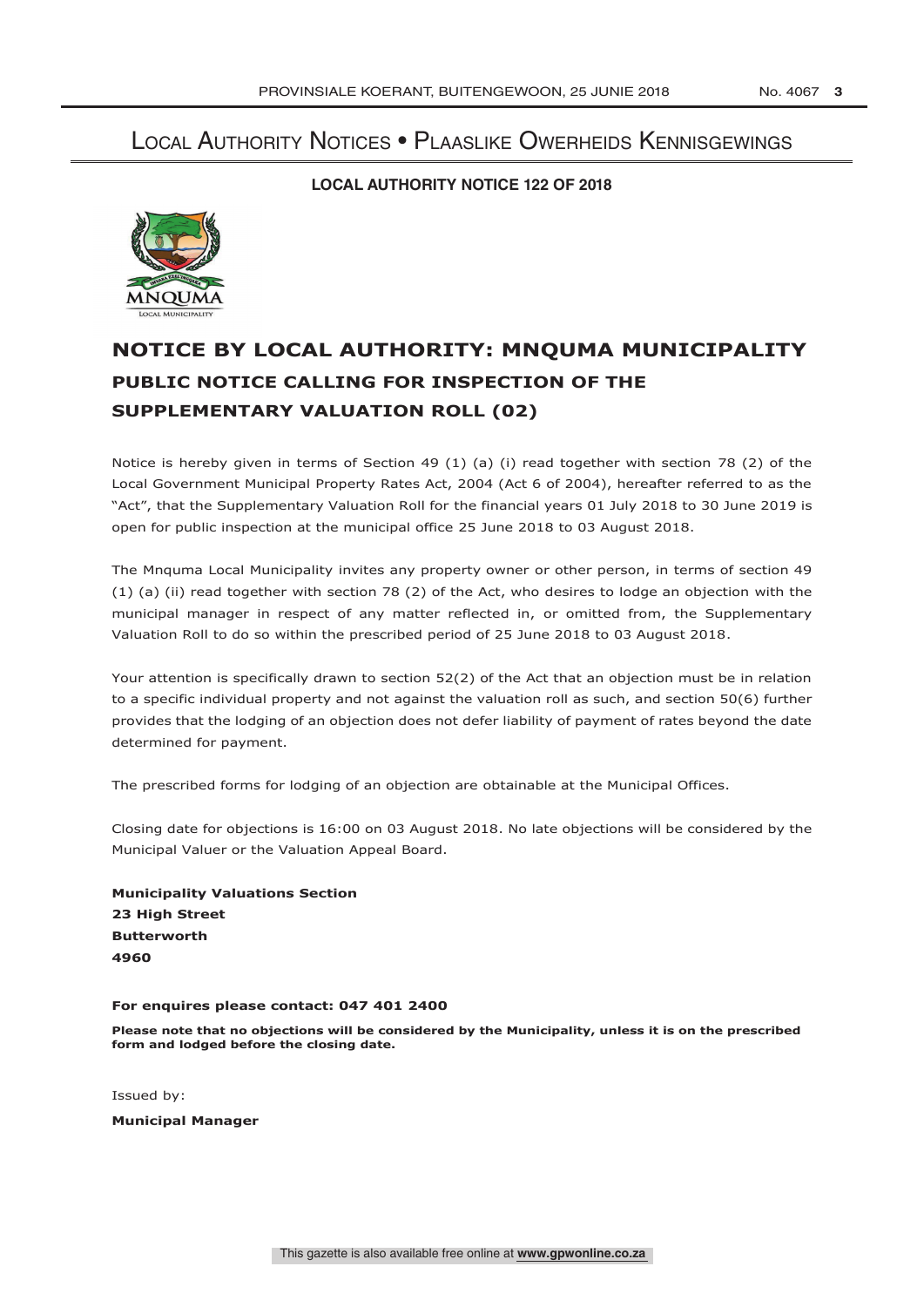# Local Authority Notices • Plaaslike Owerheids Kennisgewings

**LOCAL AUTHORITY NOTICE 122 OF 2018**

## NOTICE BY LOCAL AUTHORITY: MNQUMA MUNICIPALITY

### PUBLIC NOTICE CALLING FOR INSPECTION OF THE SUPPLEMENTARY VALUATION ROLL (02)

Notice is hereby given in terms of Section 49 (1) (a) (i) read together with section 78 (2) of the Local Government Municipal Property Rates Act, 2004 (Act 6 of 2004), hereafter referred to as the "Act", that the Supplementary Valuation Roll for the financial years 01 July 2018 to 30 June 2019 is open for public inspection at the municipal office 25 June 2018 to 03 August 2018.

The Mnquma Local Municipality invites any property owner or other person, in terms of section 49 (1) (a) (ii) read together with section 78 (2) of the Act, who desires to lodge an objection with the municipal manager in respect of any matter reflected in, or omitted from, the Supplementary Valuation Roll to do so within the prescribed period of 25 June 2018 to 03 August 2018.

Your attention is specifically drawn to section 52(2) of the Act that an objection must be in relation to a specific individual property and not against the valuation roll as such, and section 50(6) further provides that the lodging of an objection does not defer liability of payment of rates beyond the date determined for payment.

The prescribed forms for lodging of an objection are obtainable at the Municipal Offices.

Closing date for objections is 16:00 on 03 August 2018. No late objections will be considered by the Municipal Valuer or the Valuation Appeal Board.

**Municipality Valuations Section**
**23 High Street**
**Butterworth**
**4960**

**For enquires please contact: 047 401 2400**

**Please note that no objections will be considered by the Municipality, unless it is on the prescribed form and lodged before the closing date.**

Issued by:

**Municipal Manager**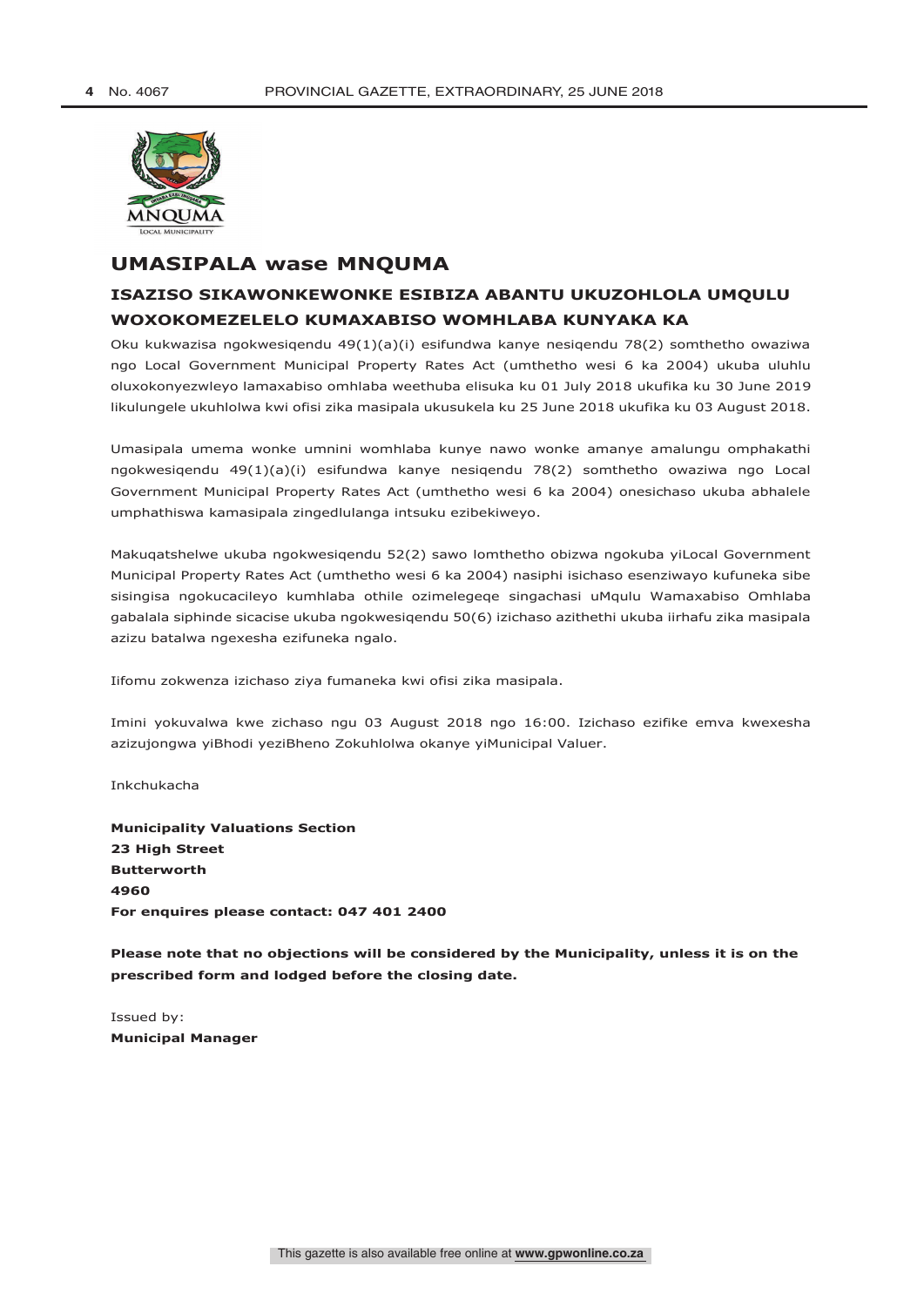## UMASIPALA wase MNQUMA

### ISAZISO SIKAWONKEWONKE ESIBIZA ABANTU UKUZOHLOLA UMQULU WOXOKOMEZELELO KUMAXABISO WOMHLABA KUNYAKA KA

Oku kukwazisa ngokwesiqendu 49(1)(a)(i) esifundwa kanye nesiqendu 78(2) somthetho owaziwa ngo Local Government Municipal Property Rates Act (umthetho wesi 6 ka 2004) ukuba uluhlu oluxokonyezwleyo lamaxabiso omhlaba weethuba elisuka ku 01 July 2018 ukufika ku 30 June 2019 likulungele ukuhlolwa kwi ofisi zika masipala ukusukela ku 25 June 2018 ukufika ku 03 August 2018.

Umasipala umema wonke umnini womhlaba kunye nawo wonke amanye amalungu omphakathi ngokwesiqendu 49(1)(a)(i) esifundwa kanye nesiqendu 78(2) somthetho owaziwa ngo Local Government Municipal Property Rates Act (umthetho wesi 6 ka 2004) onesichaso ukuba abhalele umphathiswa kamasipala zingedlulanga intsuku ezibekiweyo.

Makuqatshelwe ukuba ngokwesiqendu 52(2) sawo lomthetho obizwa ngokuba yiLocal Government Municipal Property Rates Act (umthetho wesi 6 ka 2004) nasiphi isichaso esenziwayo kufuneka sibe sisingisa ngokucacileyo kumhlaba othile ozimelegeqe singachasi uMqulu Wamaxabiso Omhlaba gabalala siphinde sicacise ukuba ngokwesiqendu 50(6) izichaso azithethi ukuba iirhafu zika masipala azizu batalwa ngexesha ezifuneka ngalo.

Iifomu zokwenza izichaso ziya fumaneka kwi ofisi zika masipala.

Imini yokuvalwa kwe zichaso ngu 03 August 2018 ngo 16:00. Izichaso ezifike emva kwexesha azizujongwa yiBhodi yeziBheno Zokuhlolwa okanye yiMunicipal Valuer.

Inkchukacha

**Municipality Valuations Section**
**23 High Street**
**Butterworth**
**4960**
**For enquires please contact: 047 401 2400**

**Please note that no objections will be considered by the Municipality, unless it is on the prescribed form and lodged before the closing date.**

Issued by:
**Municipal Manager**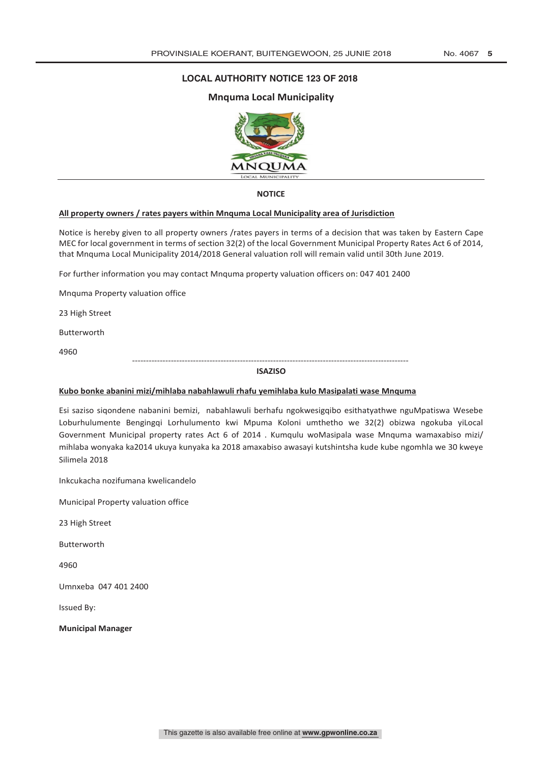## LOCAL AUTHORITY NOTICE 123 OF 2018

### Mnquma Local Municipality

**NOTICE**

**All property owners / rates payers within Mnquma Local Municipality area of Jurisdiction**

Notice is hereby given to all property owners /rates payers in terms of a decision that was taken by Eastern Cape MEC for local government in terms of section 32(2) of the local Government Municipal Property Rates Act 6 of 2014, that Mnquma Local Municipality 2014/2018 General valuation roll will remain valid until 30th June 2019.

For further information you may contact Mnquma property valuation officers on: 047 401 2400

Mnquma Property valuation office

23 High Street

Butterworth

4960

---

**ISAZISO**

**Kubo bonke abanini mizi/mihlaba nabahlawuli rhafu yemihlaba kulo Masipalati wase Mnquma**

Esi saziso siqondene nabanini bemizi, nabahlawuli berhafu ngokwesigqibo esithatyathwe nguMpatiswa Wesebe Loburhulumente Bengingqi Lorhulumento kwi Mpuma Koloni umthetho we 32(2) obizwa ngokuba yiLocal Government Municipal property rates Act 6 of 2014 . Kumqulu woMasipala wase Mnquma wamaxabiso mizi/ mihlaba wonyaka ka2014 ukuya kunyaka ka 2018 amaxabiso awasayi kutshintsha kude kube ngomhla we 30 kweye Silimela 2018

Inkcukacha nozifumana kwelicandelo

Municipal Property valuation office

23 High Street

Butterworth

4960

Umnxeba 047 401 2400

Issued By:

**Municipal Manager**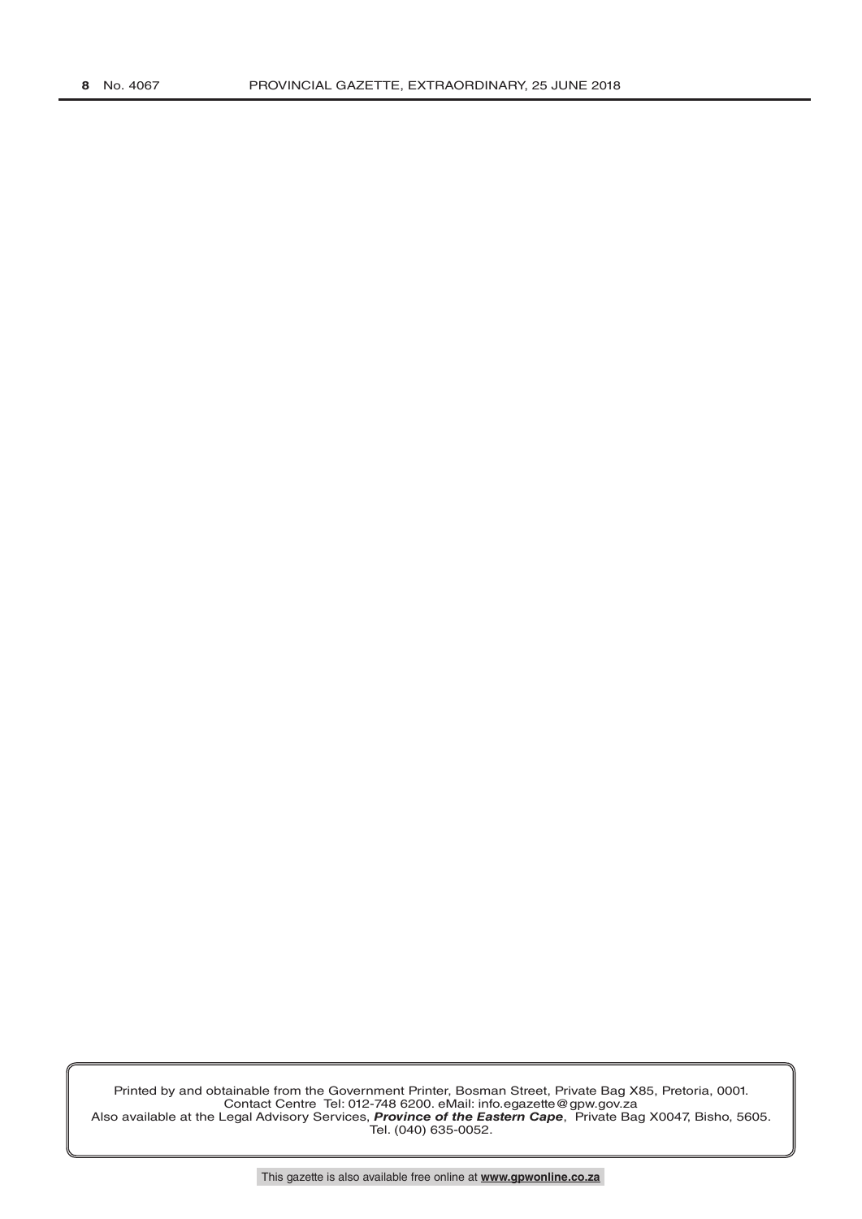Printed by and obtainable from the Government Printer, Bosman Street, Private Bag X85, Pretoria, 0001.
Contact Centre Tel: 012-748 6200. eMail: info.egazette@gpw.gov.za
Also available at the Legal Advisory Services, ***Province of the Eastern Cape***, Private Bag X0047, Bisho, 5605.
Tel. (040) 635-0052.

This gazette is also available free online at **www.gpwonline.co.za**